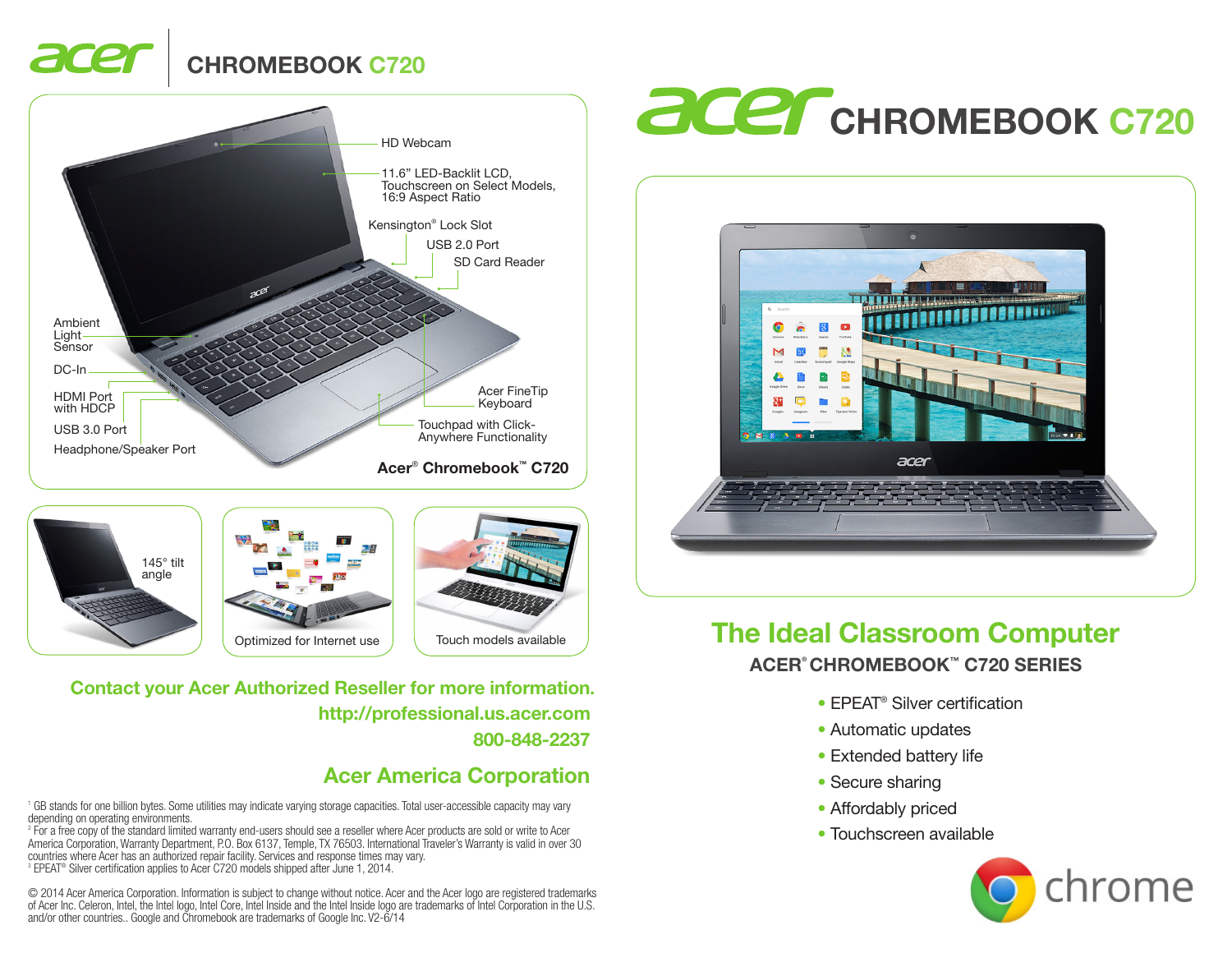# acer CHROMEBOOK C720

HD Webcam

11.6” LED-Backlit LCD, Touchscreen on Select Models, 16:9 Aspect Ratio

Kensington® Lock Slot

USB 2.0 Port

SD Card Reader

Ambient Light Sensor

DC-In

HDMI Port with HDCP

USB 3.0 Port

Headphone/Speaker Port

Acer FineTip Keyboard

Touchpad with Click-Anywhere Functionality

**Acer® Chromebook™ C720**

145° tilt angle

Optimized for Internet use

Touch models available

**Contact your Acer Authorized Reseller for more information.**
**http://professional.us.acer.com**
**800-848-2237**

## Acer America Corporation

[1] GB stands for one billion bytes. Some utilities may indicate varying storage capacities. Total user-accessible capacity may vary depending on operating environments.
[2] For a free copy of the standard limited warranty end-users should see a reseller where Acer products are sold or write to Acer America Corporation, Warranty Department, P.O. Box 6137, Temple, TX 76503. International Traveler’s Warranty is valid in over 30 countries where Acer has an authorized repair facility. Services and response times may vary.
[3] EPEAT® Silver certification applies to Acer C720 models shipped after June 1, 2014.

© 2014 Acer America Corporation. Information is subject to change without notice. Acer and the Acer logo are registered trademarks of Acer Inc. Celeron, Intel, the Intel logo, Intel Core, Intel Inside and the Intel Inside logo are trademarks of Intel Corporation in the U.S. and/or other countries.. Google and Chromebook are trademarks of Google Inc. V2-6/14

# acer CHROMEBOOK C720

## The Ideal Classroom Computer

### ACER® CHROMEBOOK™ C720 SERIES

- EPEAT® Silver certification
- Automatic updates
- Extended battery life
- Secure sharing
- Affordably priced
- Touchscreen available

chrome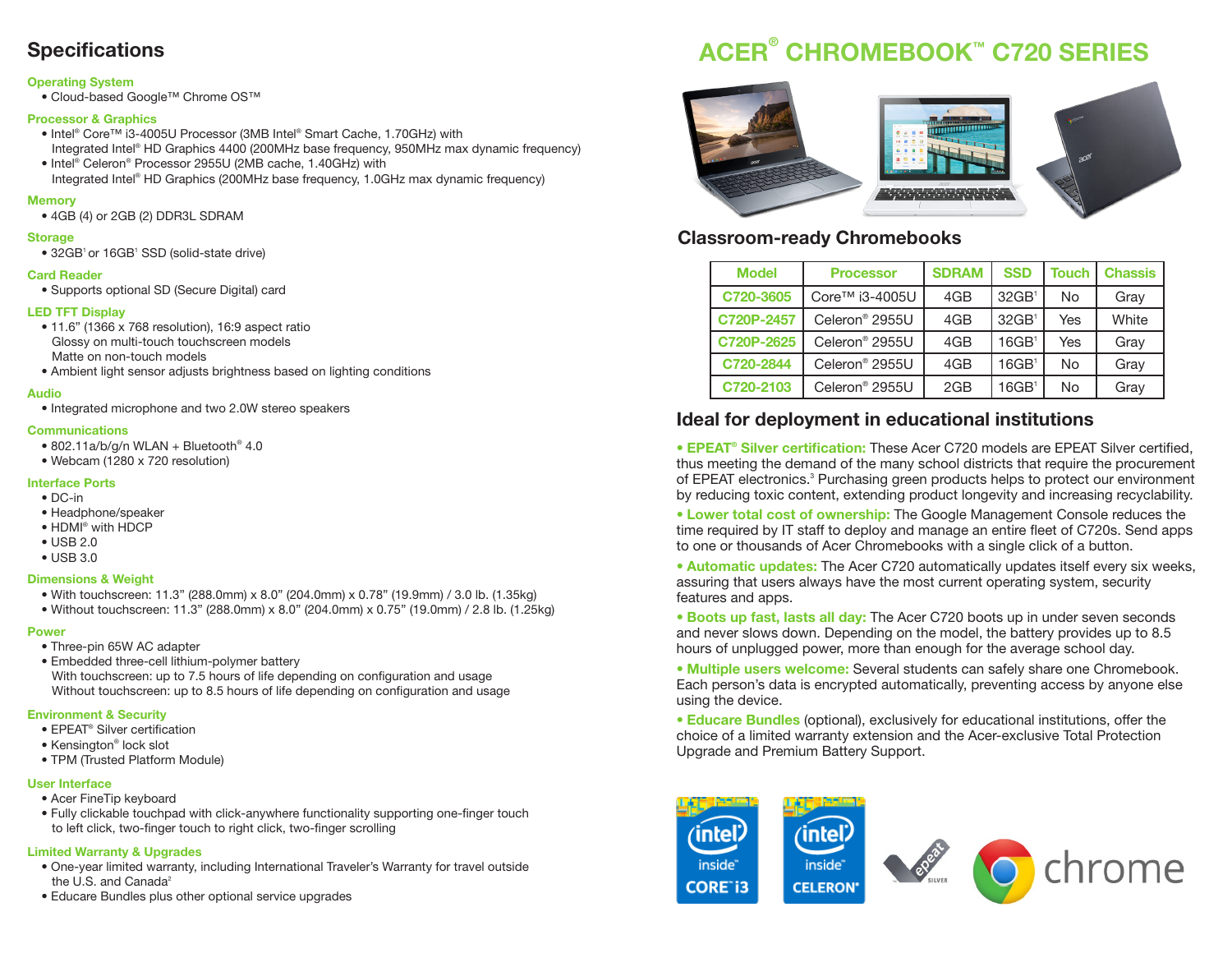## Specifications

**Operating System**
- Cloud-based Google™ Chrome OS™

**Processor & Graphics**
- Intel® Core™ i3-4005U Processor (3MB Intel® Smart Cache, 1.70GHz) with Integrated Intel® HD Graphics 4400 (200MHz base frequency, 950MHz max dynamic frequency)
- Intel® Celeron® Processor 2955U (2MB cache, 1.40GHz) with Integrated Intel® HD Graphics (200MHz base frequency, 1.0GHz max dynamic frequency)

**Memory**
- 4GB (4) or 2GB (2) DDR3L SDRAM

**Storage**
- 32GB[1] or 16GB[1] SSD (solid-state drive)

**Card Reader**
- Supports optional SD (Secure Digital) card

**LED TFT Display**
- 11.6" (1366 x 768 resolution), 16:9 aspect ratio
  Glossy on multi-touch touchscreen models
  Matte on non-touch models
- Ambient light sensor adjusts brightness based on lighting conditions

**Audio**
- Integrated microphone and two 2.0W stereo speakers

**Communications**
- 802.11a/b/g/n WLAN + Bluetooth® 4.0
- Webcam (1280 x 720 resolution)

**Interface Ports**
- DC-in
- Headphone/speaker
- HDMI® with HDCP
- USB 2.0
- USB 3.0

**Dimensions & Weight**
- With touchscreen: 11.3" (288.0mm) x 8.0" (204.0mm) x 0.78" (19.9mm) / 3.0 lb. (1.35kg)
- Without touchscreen: 11.3" (288.0mm) x 8.0" (204.0mm) x 0.75" (19.0mm) / 2.8 lb. (1.25kg)

**Power**
- Three-pin 65W AC adapter
- Embedded three-cell lithium-polymer battery
  With touchscreen: up to 7.5 hours of life depending on configuration and usage
  Without touchscreen: up to 8.5 hours of life depending on configuration and usage

**Environment & Security**
- EPEAT® Silver certification
- Kensington® lock slot
- TPM (Trusted Platform Module)

**User Interface**
- Acer FineTip keyboard
- Fully clickable touchpad with click-anywhere functionality supporting one-finger touch to left click, two-finger touch to right click, two-finger scrolling

**Limited Warranty & Upgrades**
- One-year limited warranty, including International Traveler's Warranty for travel outside the U.S. and Canada[2]
- Educare Bundles plus other optional service upgrades

# ACER® CHROMEBOOK™ C720 SERIES

## Classroom-ready Chromebooks

| Model | Processor | SDRAM | SSD | Touch | Chassis |
|---|---|---|---|---|---|
| C720-3605 | Core™ i3-4005U | 4GB | 32GB[1] | No | Gray |
| C720P-2457 | Celeron® 2955U | 4GB | 32GB[1] | Yes | White |
| C720P-2625 | Celeron® 2955U | 4GB | 16GB[1] | Yes | Gray |
| C720-2844 | Celeron® 2955U | 4GB | 16GB[1] | No | Gray |
| C720-2103 | Celeron® 2955U | 2GB | 16GB[1] | No | Gray |

## Ideal for deployment in educational institutions

- **EPEAT® Silver certification:** These Acer C720 models are EPEAT Silver certified, thus meeting the demand of the many school districts that require the procurement of EPEAT electronics.[3] Purchasing green products helps to protect our environment by reducing toxic content, extending product longevity and increasing recyclability.
- **Lower total cost of ownership:** The Google Management Console reduces the time required by IT staff to deploy and manage an entire fleet of C720s. Send apps to one or thousands of Acer Chromebooks with a single click of a button.
- **Automatic updates:** The Acer C720 automatically updates itself every six weeks, assuring that users always have the most current operating system, security features and apps.
- **Boots up fast, lasts all day:** The Acer C720 boots up in under seven seconds and never slows down. Depending on the model, the battery provides up to 8.5 hours of unplugged power, more than enough for the average school day.
- **Multiple users welcome:** Several students can safely share one Chromebook. Each person's data is encrypted automatically, preventing access by anyone else using the device.
- **Educare Bundles** (optional), exclusively for educational institutions, offer the choice of a limited warranty extension and the Acer-exclusive Total Protection Upgrade and Premium Battery Support.